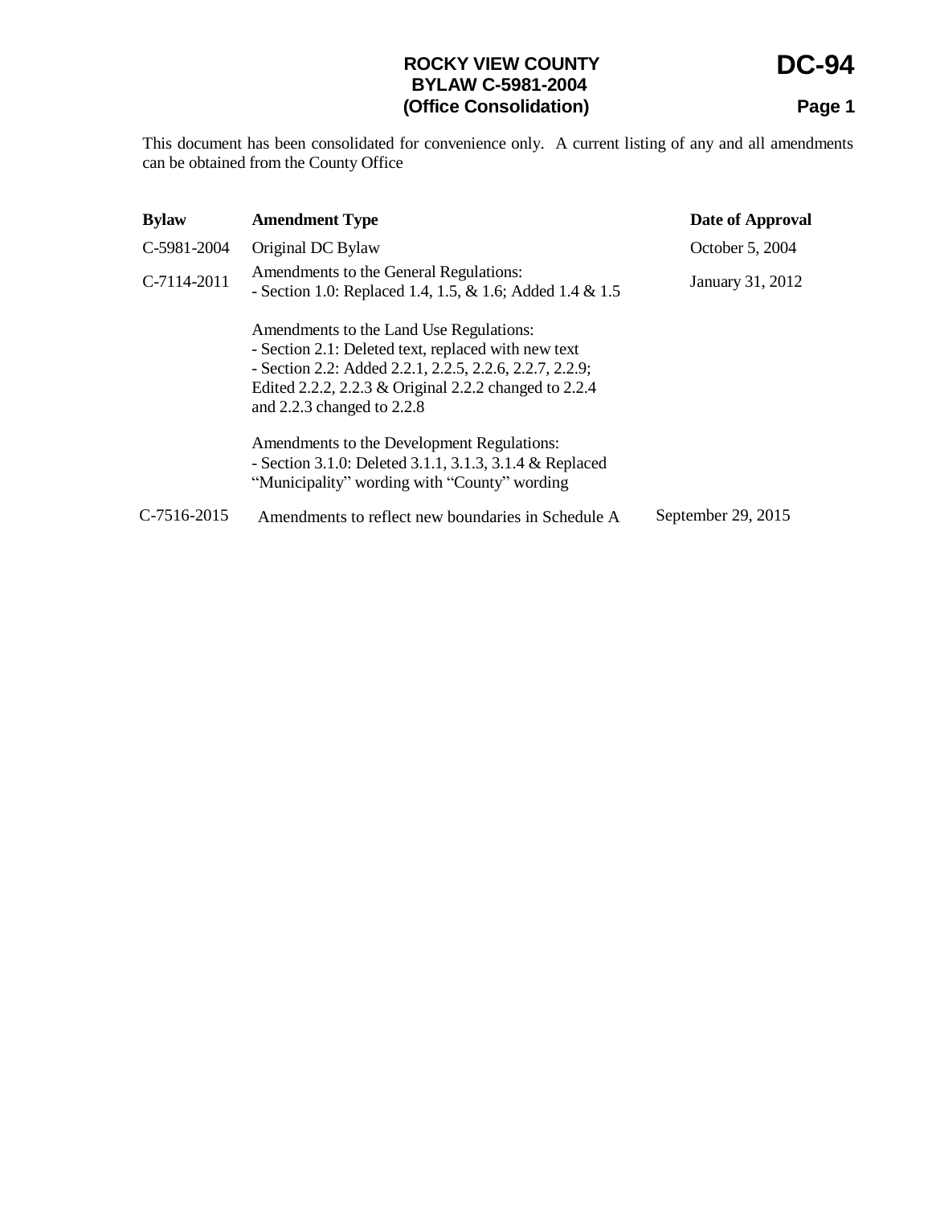# ROCKY VIEW COUNTY
## BYLAW C-5981-2004
## (Office Consolidation)

# DC-94

This document has been consolidated for convenience only. A current listing of any and all amendments can be obtained from the County Office

| Bylaw | Amendment Type | Date of Approval |
|---|---|---|
| C-5981-2004 | Original DC Bylaw | October 5, 2004 |
| C-7114-2011 | Amendments to the General Regulations:<br>- Section 1.0: Replaced 1.4, 1.5, & 1.6; Added 1.4 & 1.5<br><br>Amendments to the Land Use Regulations:<br>- Section 2.1: Deleted text, replaced with new text<br>- Section 2.2: Added 2.2.1, 2.2.5, 2.2.6, 2.2.7, 2.2.9; Edited 2.2.2, 2.2.3 & Original 2.2.2 changed to 2.2.4 and 2.2.3 changed to 2.2.8<br><br>Amendments to the Development Regulations:<br>- Section 3.1.0: Deleted 3.1.1, 3.1.3, 3.1.4 & Replaced "Municipality" wording with "County" wording | January 31, 2012 |
| C-7516-2015 | Amendments to reflect new boundaries in Schedule A | September 29, 2015 |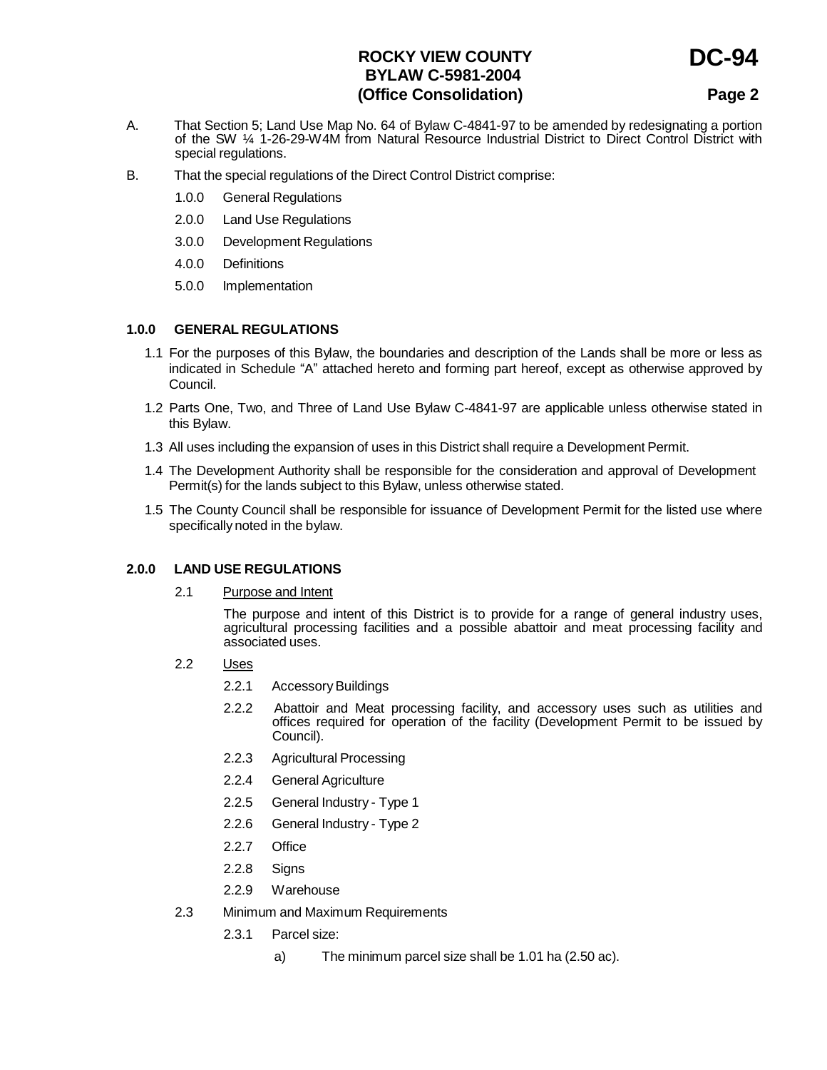A. That Section 5; Land Use Map No. 64 of Bylaw C-4841-97 to be amended by redesignating a portion of the SW ¼ 1-26-29-W4M from Natural Resource Industrial District to Direct Control District with special regulations.

B. That the special regulations of the Direct Control District comprise:

   1.0.0 General Regulations

   2.0.0 Land Use Regulations

   3.0.0 Development Regulations

   4.0.0 Definitions

   5.0.0 Implementation

## 1.0.0 GENERAL REGULATIONS

1.1 For the purposes of this Bylaw, the boundaries and description of the Lands shall be more or less as indicated in Schedule "A" attached hereto and forming part hereof, except as otherwise approved by Council.

1.2 Parts One, Two, and Three of Land Use Bylaw C-4841-97 are applicable unless otherwise stated in this Bylaw.

1.3 All uses including the expansion of uses in this District shall require a Development Permit.

1.4 The Development Authority shall be responsible for the consideration and approval of Development Permit(s) for the lands subject to this Bylaw, unless otherwise stated.

1.5 The County Council shall be responsible for issuance of Development Permit for the listed use where specifically noted in the bylaw.

## 2.0.0 LAND USE REGULATIONS

2.1 Purpose and Intent

The purpose and intent of this District is to provide for a range of general industry uses, agricultural processing facilities and a possible abattoir and meat processing facility and associated uses.

2.2 Uses

2.2.1 Accessory Buildings

2.2.2 Abattoir and Meat processing facility, and accessory uses such as utilities and offices required for operation of the facility (Development Permit to be issued by Council).

2.2.3 Agricultural Processing

2.2.4 General Agriculture

2.2.5 General Industry - Type 1

2.2.6 General Industry - Type 2

2.2.7 Office

2.2.8 Signs

2.2.9 Warehouse

2.3 Minimum and Maximum Requirements

2.3.1 Parcel size:

a) The minimum parcel size shall be 1.01 ha (2.50 ac).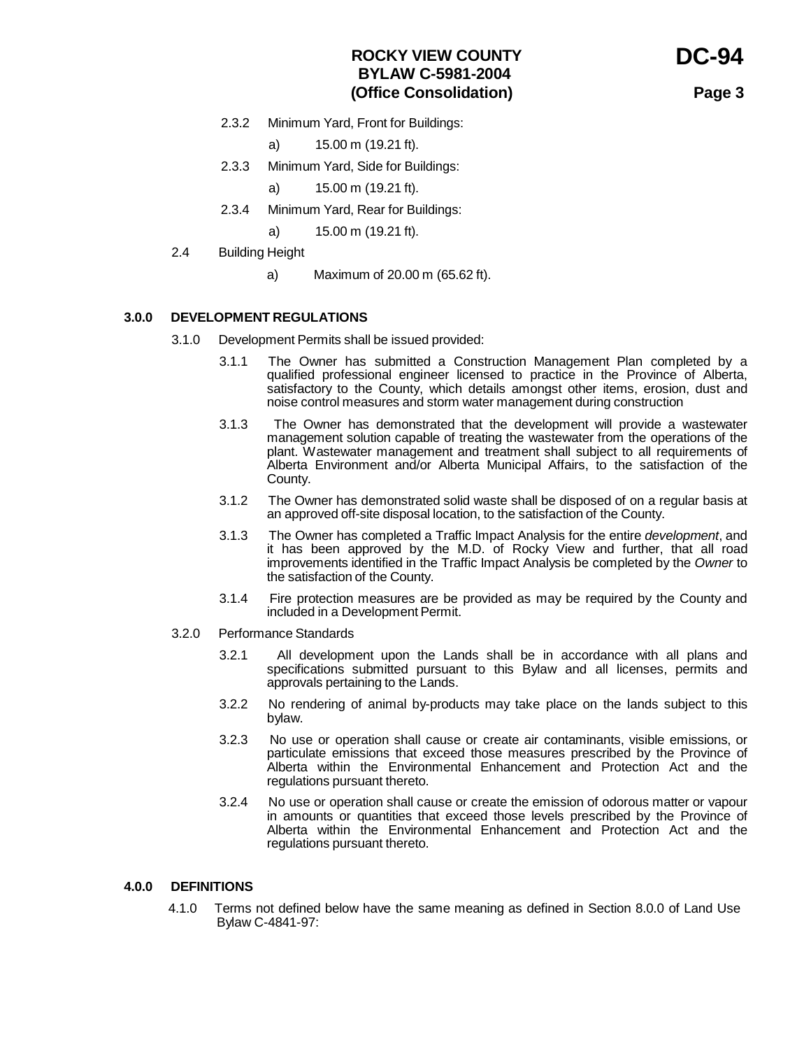2.3.2 Minimum Yard, Front for Buildings:

a) 15.00 m (19.21 ft).

2.3.3 Minimum Yard, Side for Buildings:

a) 15.00 m (19.21 ft).

2.3.4 Minimum Yard, Rear for Buildings:

a) 15.00 m (19.21 ft).

2.4 Building Height

a) Maximum of 20.00 m (65.62 ft).

## 3.0.0 DEVELOPMENT REGULATIONS

3.1.0 Development Permits shall be issued provided:

3.1.1 The Owner has submitted a Construction Management Plan completed by a qualified professional engineer licensed to practice in the Province of Alberta, satisfactory to the County, which details amongst other items, erosion, dust and noise control measures and storm water management during construction

3.1.3 The Owner has demonstrated that the development will provide a wastewater management solution capable of treating the wastewater from the operations of the plant. Wastewater management and treatment shall subject to all requirements of Alberta Environment and/or Alberta Municipal Affairs, to the satisfaction of the County.

3.1.2 The Owner has demonstrated solid waste shall be disposed of on a regular basis at an approved off-site disposal location, to the satisfaction of the County.

3.1.3 The Owner has completed a Traffic Impact Analysis for the entire *development*, and it has been approved by the M.D. of Rocky View and further, that all road improvements identified in the Traffic Impact Analysis be completed by the *Owner* to the satisfaction of the County.

3.1.4 Fire protection measures are be provided as may be required by the County and included in a Development Permit.

3.2.0 Performance Standards

3.2.1 All development upon the Lands shall be in accordance with all plans and specifications submitted pursuant to this Bylaw and all licenses, permits and approvals pertaining to the Lands.

3.2.2 No rendering of animal by-products may take place on the lands subject to this bylaw.

3.2.3 No use or operation shall cause or create air contaminants, visible emissions, or particulate emissions that exceed those measures prescribed by the Province of Alberta within the Environmental Enhancement and Protection Act and the regulations pursuant thereto.

3.2.4 No use or operation shall cause or create the emission of odorous matter or vapour in amounts or quantities that exceed those levels prescribed by the Province of Alberta within the Environmental Enhancement and Protection Act and the regulations pursuant thereto.

## 4.0.0 DEFINITIONS

4.1.0 Terms not defined below have the same meaning as defined in Section 8.0.0 of Land Use Bylaw C-4841-97: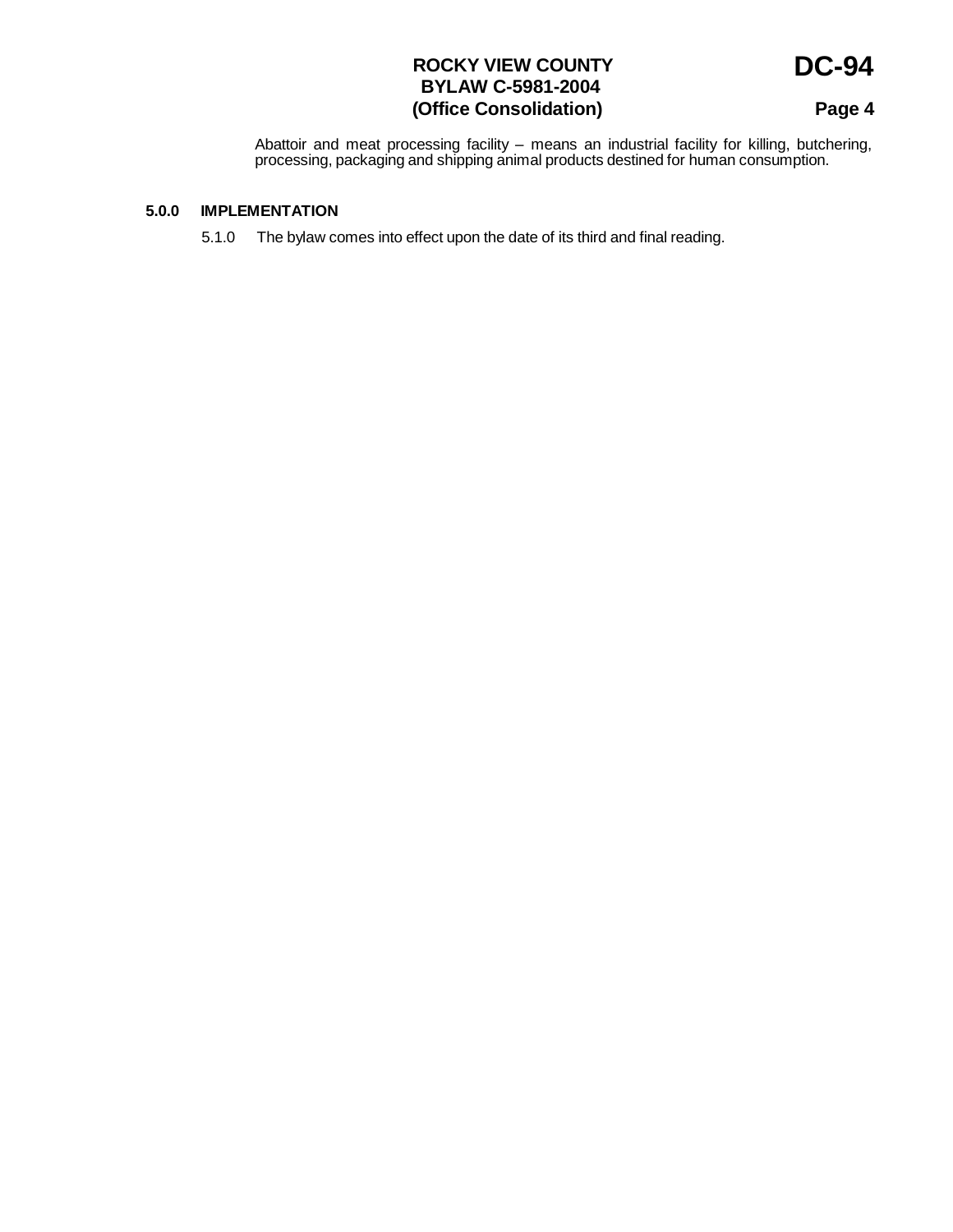Abattoir and meat processing facility – means an industrial facility for killing, butchering, processing, packaging and shipping animal products destined for human consumption.

## 5.0.0 IMPLEMENTATION

5.1.0 The bylaw comes into effect upon the date of its third and final reading.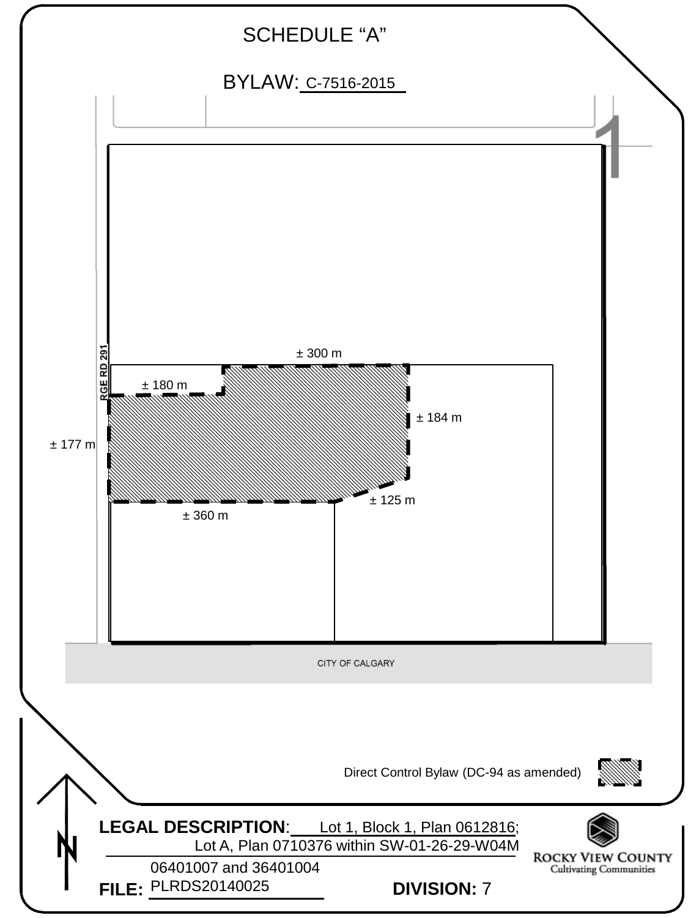# SCHEDULE "A"

BYLAW: C-7516-2015

1

RGE RD 291

± 300 m

± 180 m

± 184 m

± 177 m

± 125 m

± 360 m

CITY OF CALGARY

Direct Control Bylaw (DC-94 as amended)

**LEGAL DESCRIPTION**: Lot 1, Block 1, Plan 0612816; Lot A, Plan 0710376 within SW-01-26-29-W04M

06401007 and 36401004

**FILE:** PLRDS20140025

**DIVISION:** 7

ROCKY VIEW COUNTY
Cultivating Communities